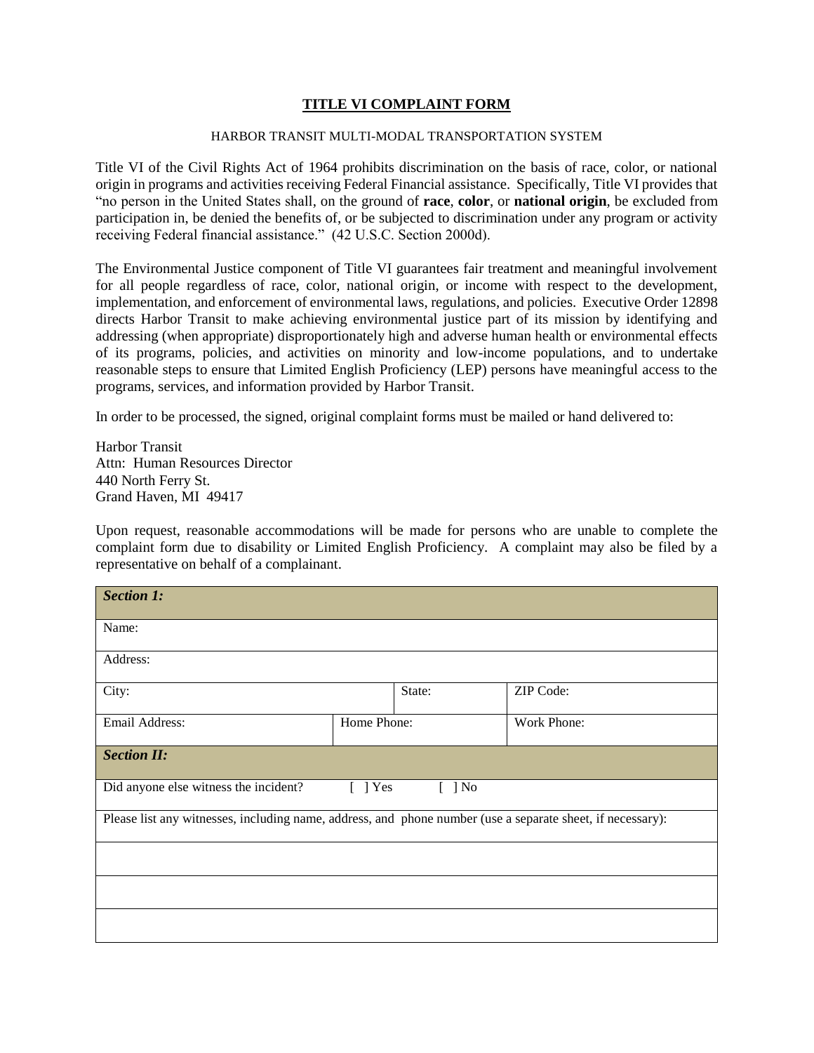# TITLE VI COMPLAINT FORM

HARBOR TRANSIT MULTI-MODAL TRANSPORTATION SYSTEM

Title VI of the Civil Rights Act of 1964 prohibits discrimination on the basis of race, color, or national origin in programs and activities receiving Federal Financial assistance. Specifically, Title VI provides that "no person in the United States shall, on the ground of **race**, **color**, or **national origin**, be excluded from participation in, be denied the benefits of, or be subjected to discrimination under any program or activity receiving Federal financial assistance." (42 U.S.C. Section 2000d).

The Environmental Justice component of Title VI guarantees fair treatment and meaningful involvement for all people regardless of race, color, national origin, or income with respect to the development, implementation, and enforcement of environmental laws, regulations, and policies. Executive Order 12898 directs Harbor Transit to make achieving environmental justice part of its mission by identifying and addressing (when appropriate) disproportionately high and adverse human health or environmental effects of its programs, policies, and activities on minority and low-income populations, and to undertake reasonable steps to ensure that Limited English Proficiency (LEP) persons have meaningful access to the programs, services, and information provided by Harbor Transit.

In order to be processed, the signed, original complaint forms must be mailed or hand delivered to:

Harbor Transit
Attn: Human Resources Director
440 North Ferry St.
Grand Haven, MI 49417

Upon request, reasonable accommodations will be made for persons who are unable to complete the complaint form due to disability or Limited English Proficiency. A complaint may also be filed by a representative on behalf of a complainant.

| ***Section 1:*** | | | |
|---|---|---|---|
| Name: | | | |
| Address: | | | |
| City: | | State: | ZIP Code: |
| Email Address: | Home Phone: | | Work Phone: |
| ***Section II:*** | | | |
| Did anyone else witness the incident? | [ ] Yes | [ ] No | |
| Please list any witnesses, including name, address, and phone number (use a separate sheet, if necessary): | | | |
| | | | |
| | | | |
| | | | |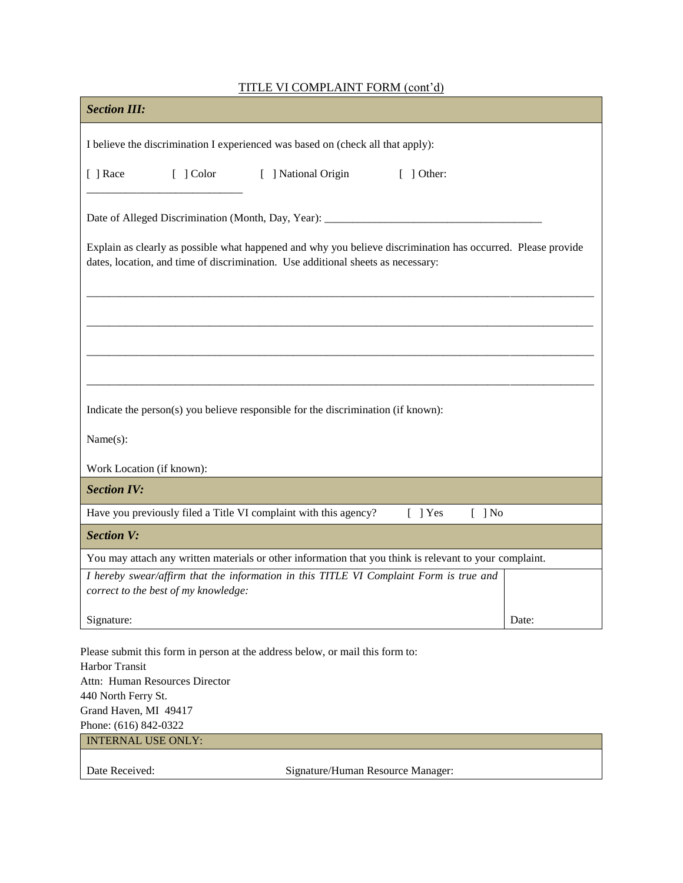TITLE VI COMPLAINT FORM (cont'd)

***Section III:***

I believe the discrimination I experienced was based on (check all that apply):

[ ] Race [ ] Color [ ] National Origin [ ] Other: ____________________________

Date of Alleged Discrimination (Month, Day, Year): _______________________________________

Explain as clearly as possible what happened and why you believe discrimination has occurred. Please provide dates, location, and time of discrimination. Use additional sheets as necessary:

__________________________________________________________________________________________

__________________________________________________________________________________________

__________________________________________________________________________________________

__________________________________________________________________________________________

Indicate the person(s) you believe responsible for the discrimination (if known):

Name(s):

Work Location (if known):

***Section IV:***

Have you previously filed a Title VI complaint with this agency? [ ] Yes [ ] No

***Section V:***

You may attach any written materials or other information that you think is relevant to your complaint.

| | |
|---|---|
| *I hereby swear/affirm that the information in this TITLE VI Complaint Form is true and correct to the best of my knowledge:*<br><br>Signature: | Date: |

Please submit this form in person at the address below, or mail this form to:
Harbor Transit
Attn: Human Resources Director
440 North Ferry St.
Grand Haven, MI 49417
Phone: (616) 842-0322

| INTERNAL USE ONLY: | |
|---|---|
| Date Received: | Signature/Human Resource Manager: |